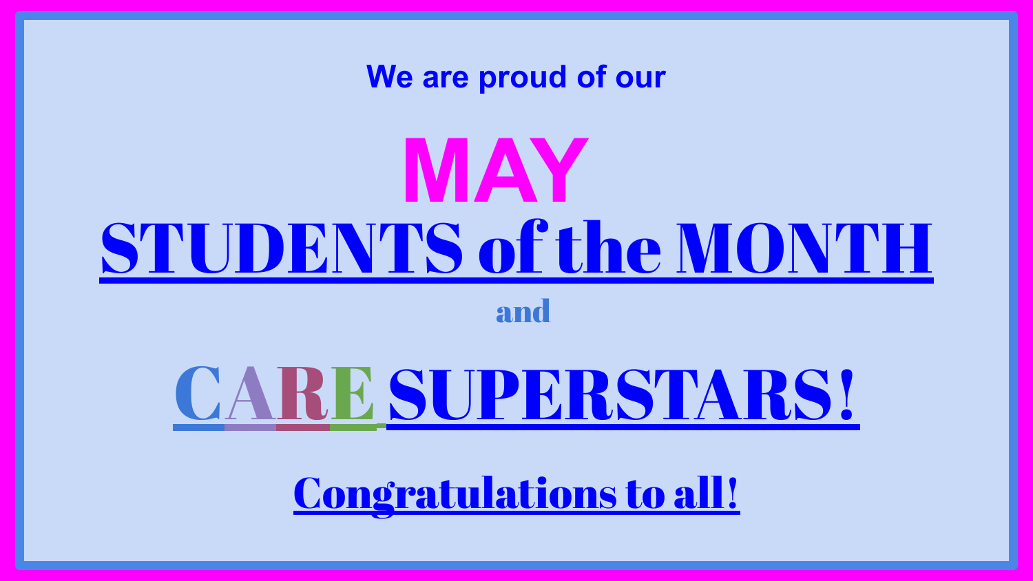We are proud of our

# MAY
# STUDENTS of the MONTH

and

# CARE SUPERSTARS!

Congratulations to all!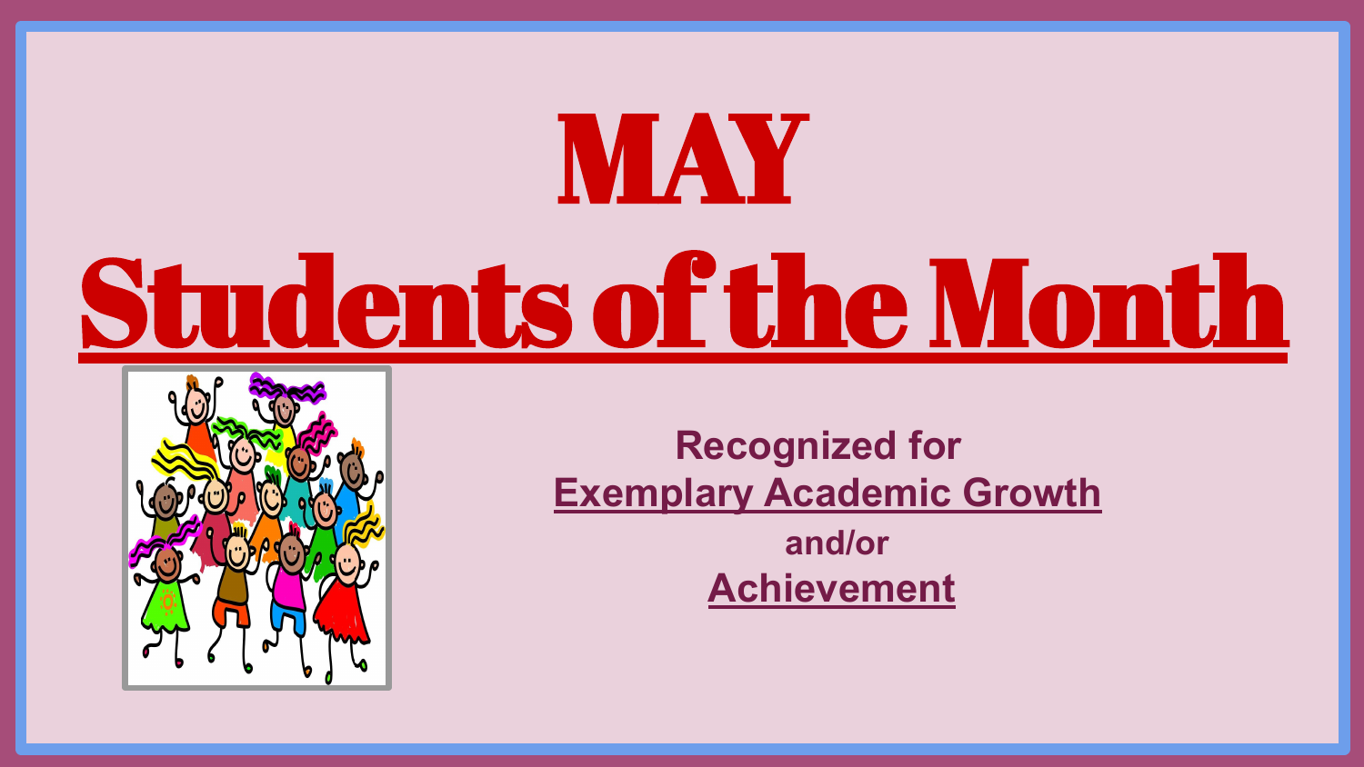# MAY

# Students of the Month

**Recognized for**

**Exemplary Academic Growth**

**and/or**

**Achievement**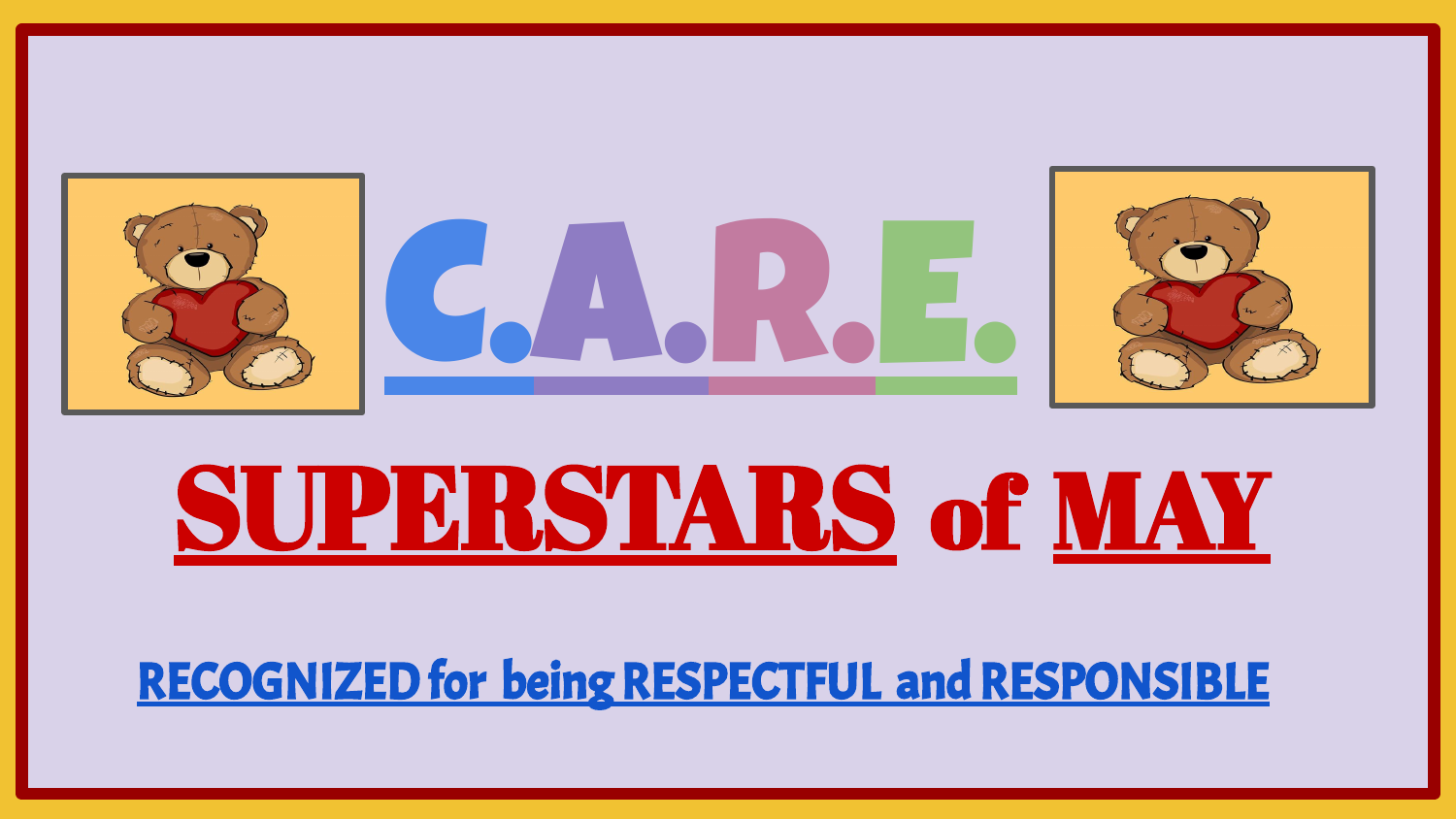# C.A.R.E.

# SUPERSTARS of MAY

RECOGNIZED for being RESPECTFUL and RESPONSIBLE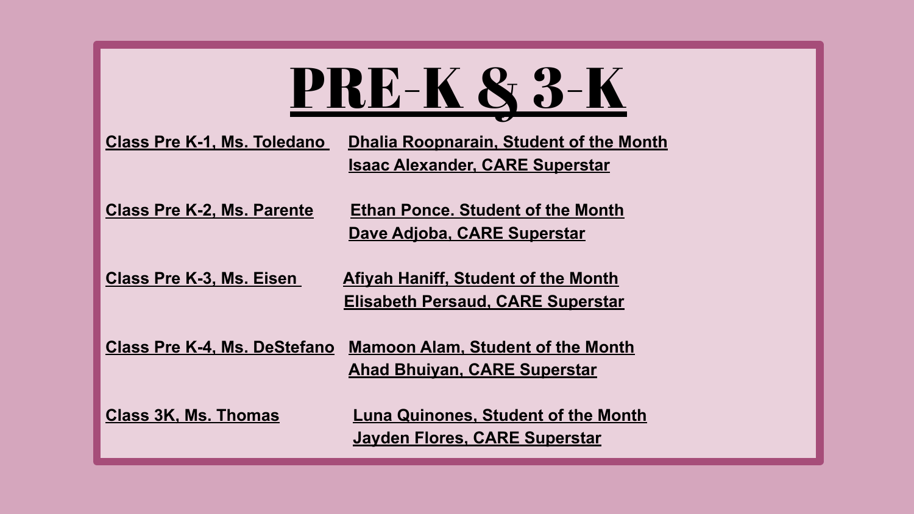# PRE-K & 3-K

**Class Pre K-1, Ms. Toledano**
- **Dhalia Roopnarain, Student of the Month**
- **Isaac Alexander, CARE Superstar**

**Class Pre K-2, Ms. Parente**
- **Ethan Ponce. Student of the Month**
- **Dave Adjoba, CARE Superstar**

**Class Pre K-3, Ms. Eisen**
- **Afiyah Haniff, Student of the Month**
- **Elisabeth Persaud, CARE Superstar**

**Class Pre K-4, Ms. DeStefano**
- **Mamoon Alam, Student of the Month**
- **Ahad Bhuiyan, CARE Superstar**

**Class 3K, Ms. Thomas**
- **Luna Quinones, Student of the Month**
- **Jayden Flores, CARE Superstar**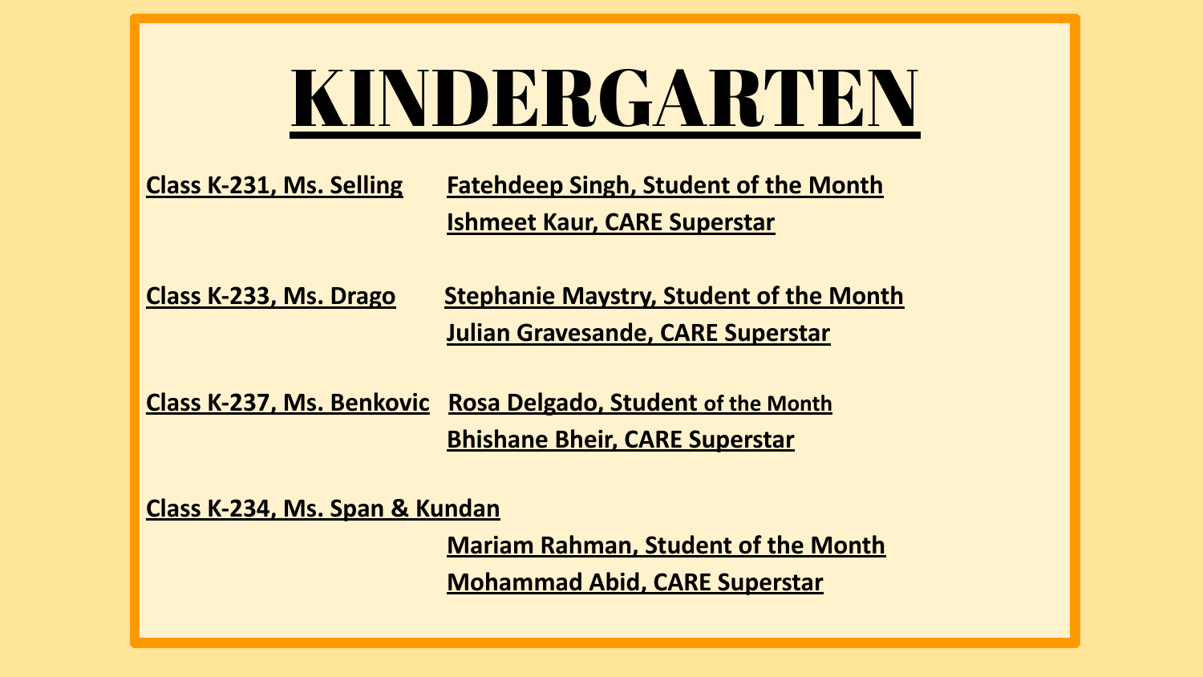# KINDERGARTEN

**Class K-231, Ms. Selling** **Fatehdeep Singh, Student of the Month**
**Ishmeet Kaur, CARE Superstar**

**Class K-233, Ms. Drago** **Stephanie Maystry, Student of the Month**
**Julian Gravesande, CARE Superstar**

**Class K-237, Ms. Benkovic** **Rosa Delgado, Student of the Month**
**Bhishane Bheir, CARE Superstar**

**Class K-234, Ms. Span & Kundan**
**Mariam Rahman, Student of the Month**
**Mohammad Abid, CARE Superstar**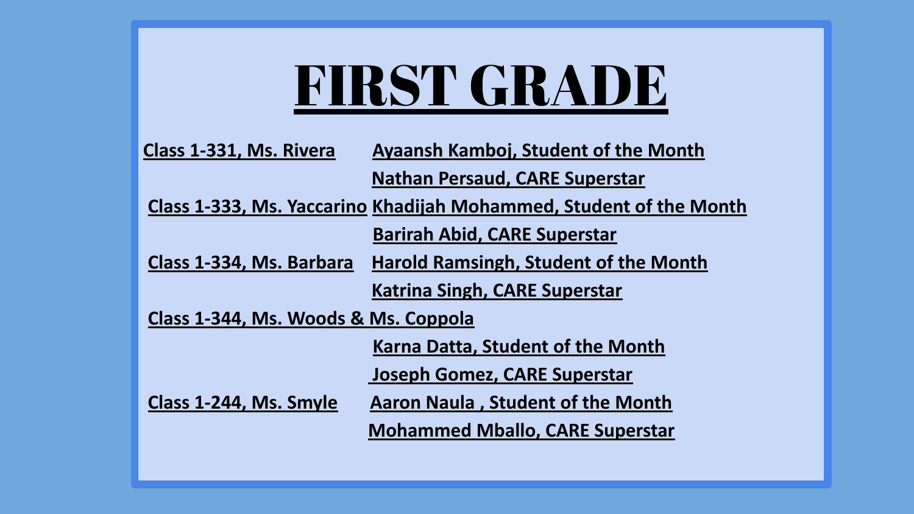# FIRST GRADE

**Class 1-331, Ms. Rivera**
- **Ayaansh Kamboj, Student of the Month**
- **Nathan Persaud, CARE Superstar**

**Class 1-333, Ms. Yaccarino**
- **Khadijah Mohammed, Student of the Month**
- **Barirah Abid, CARE Superstar**

**Class 1-334, Ms. Barbara**
- **Harold Ramsingh, Student of the Month**
- **Katrina Singh, CARE Superstar**

**Class 1-344, Ms. Woods & Ms. Coppola**
- **Karna Datta, Student of the Month**
- **Joseph Gomez, CARE Superstar**

**Class 1-244, Ms. Smyle**
- **Aaron Naula , Student of the Month**
- **Mohammed Mballo, CARE Superstar**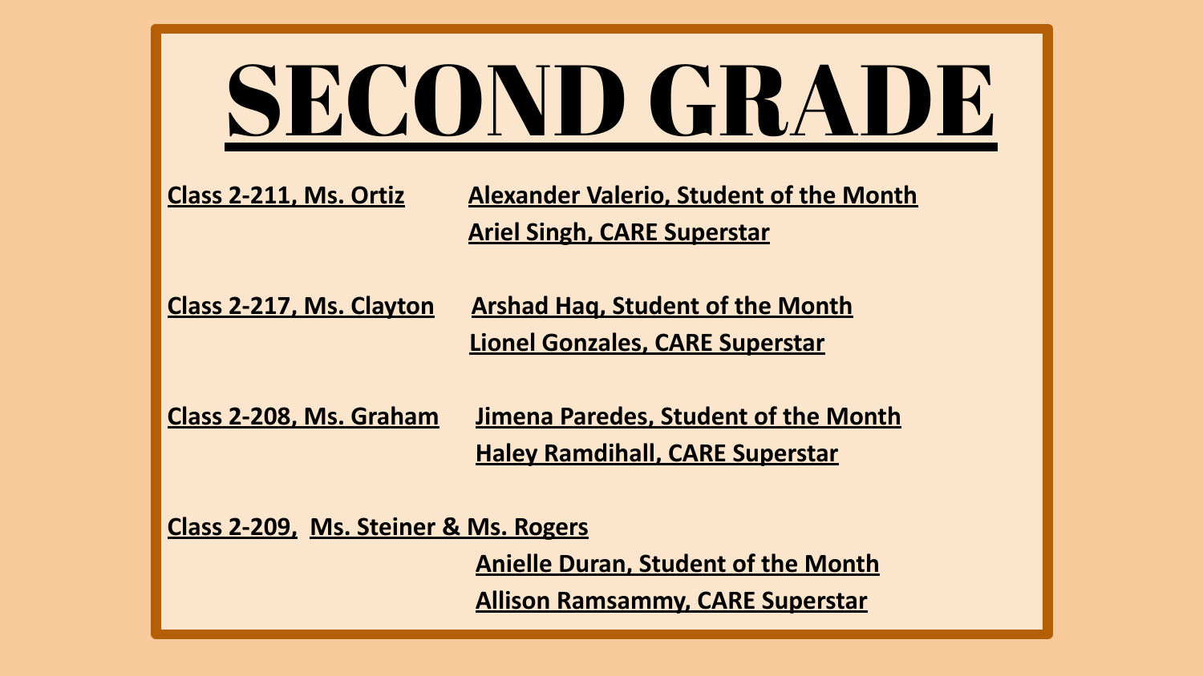# SECOND GRADE

**Class 2-211, Ms. Ortiz**
**Alexander Valerio, Student of the Month**
**Ariel Singh, CARE Superstar**

**Class 2-217, Ms. Clayton**
**Arshad Haq, Student of the Month**
**Lionel Gonzales, CARE Superstar**

**Class 2-208, Ms. Graham**
**Jimena Paredes, Student of the Month**
**Haley Ramdihall, CARE Superstar**

**Class 2-209, Ms. Steiner & Ms. Rogers**
**Anielle Duran, Student of the Month**
**Allison Ramsammy, CARE Superstar**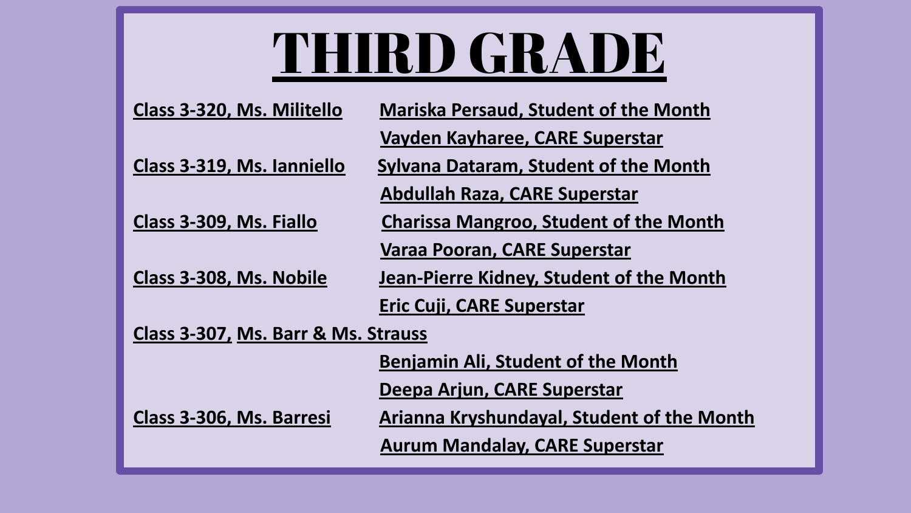# THIRD GRADE

**Class 3-320, Ms. Militello** — **Mariska Persaud, Student of the Month**

**Vayden Kayharee, CARE Superstar**

**Class 3-319, Ms. Ianniello** — **Sylvana Dataram, Student of the Month**

**Abdullah Raza, CARE Superstar**

**Class 3-309, Ms. Fiallo** — **Charissa Mangroo, Student of the Month**

**Varaa Pooran, CARE Superstar**

**Class 3-308, Ms. Nobile** — **Jean-Pierre Kidney, Student of the Month**

**Eric Cuji, CARE Superstar**

**Class 3-307, Ms. Barr & Ms. Strauss**

**Benjamin Ali, Student of the Month**

**Deepa Arjun, CARE Superstar**

**Class 3-306, Ms. Barresi** — **Arianna Kryshundayal, Student of the Month**

**Aurum Mandalay, CARE Superstar**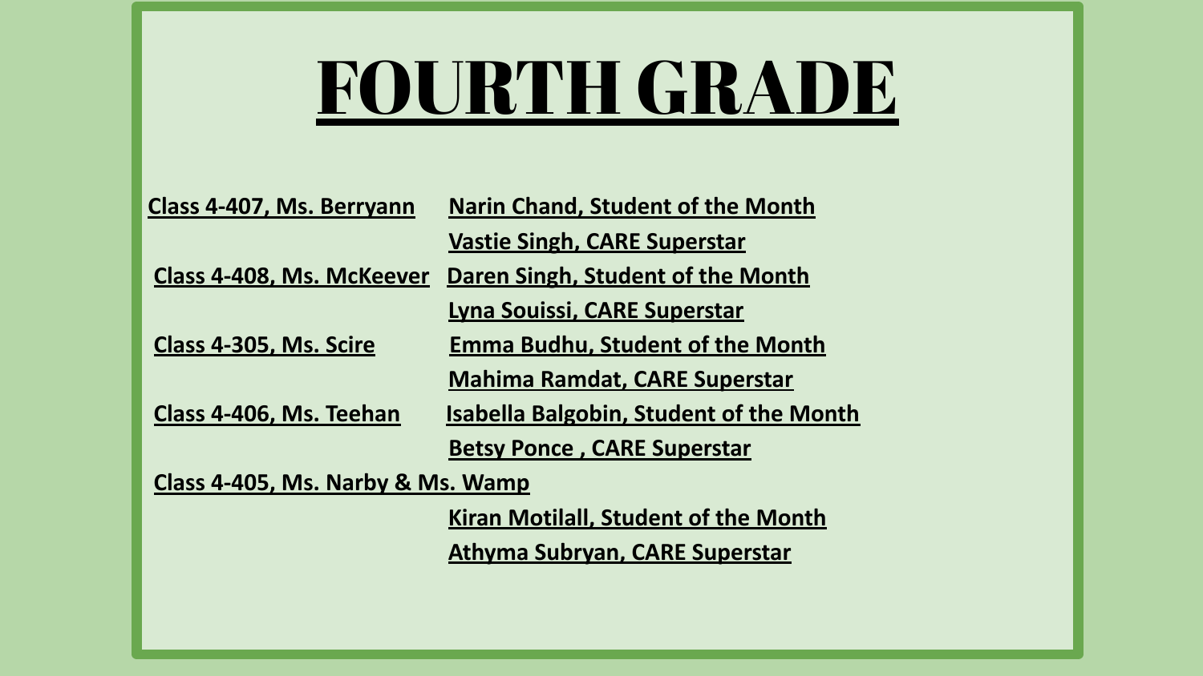# FOURTH GRADE

| | |
|---|---|
| **Class 4-407, Ms. Berryann** | **Narin Chand, Student of the Month** |
| | **Vastie Singh, CARE Superstar** |
| **Class 4-408, Ms. McKeever** | **Daren Singh, Student of the Month** |
| | **Lyna Souissi, CARE Superstar** |
| **Class 4-305, Ms. Scire** | **Emma Budhu, Student of the Month** |
| | **Mahima Ramdat, CARE Superstar** |
| **Class 4-406, Ms. Teehan** | **Isabella Balgobin, Student of the Month** |
| | **Betsy Ponce , CARE Superstar** |
| **Class 4-405, Ms. Narby & Ms. Wamp** | |
| | **Kiran Motilall, Student of the Month** |
| | **Athyma Subryan, CARE Superstar** |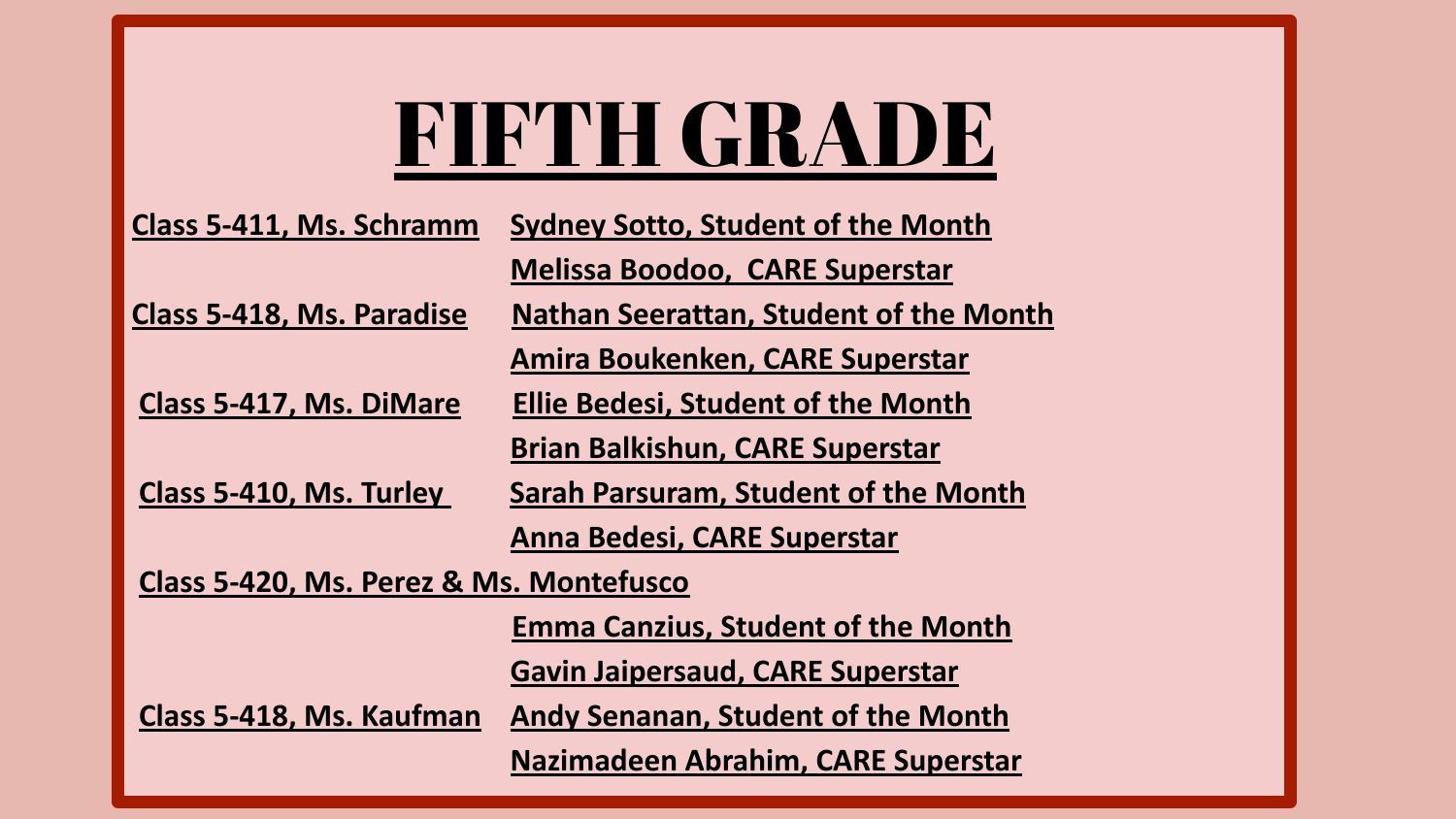# FIFTH GRADE

| | |
|---|---|
| Class 5-411, Ms. Schramm | Sydney Sotto, Student of the Month |
| | Melissa Boodoo, CARE Superstar |
| Class 5-418, Ms. Paradise | Nathan Seerattan, Student of the Month |
| | Amira Boukenken, CARE Superstar |
| Class 5-417, Ms. DiMare | Ellie Bedesi, Student of the Month |
| | Brian Balkishun, CARE Superstar |
| Class 5-410, Ms. Turley | Sarah Parsuram, Student of the Month |
| | Anna Bedesi, CARE Superstar |
| Class 5-420, Ms. Perez & Ms. Montefusco | |
| | Emma Canzius, Student of the Month |
| | Gavin Jaipersaud, CARE Superstar |
| Class 5-418, Ms. Kaufman | Andy Senanan, Student of the Month |
| | Nazimadeen Abrahim, CARE Superstar |